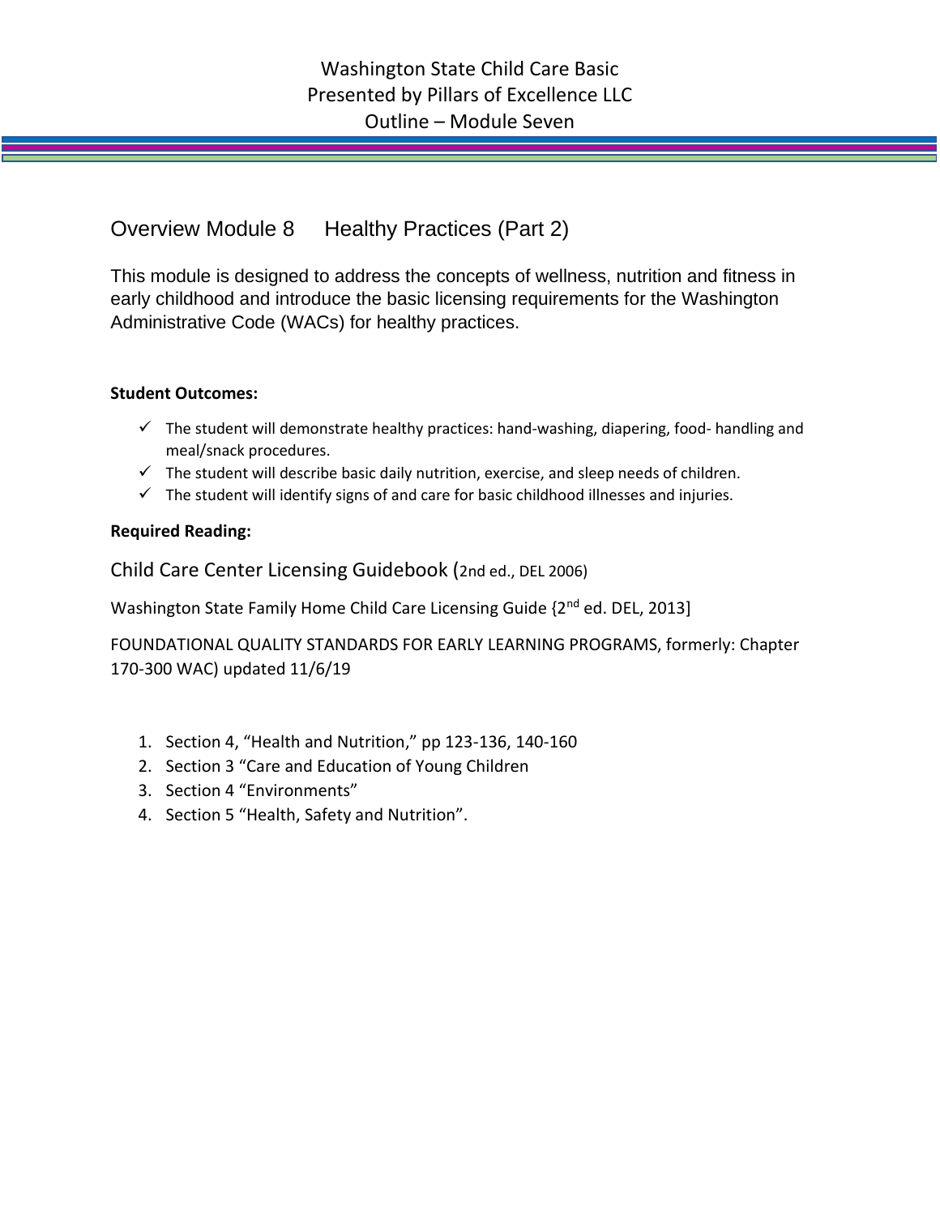Washington State Child Care Basic
Presented by Pillars of Excellence LLC
Outline – Module Seven

## Overview Module 8 Healthy Practices (Part 2)

This module is designed to address the concepts of wellness, nutrition and fitness in early childhood and introduce the basic licensing requirements for the Washington Administrative Code (WACs) for healthy practices.

**Student Outcomes:**

- ✓ The student will demonstrate healthy practices: hand-washing, diapering, food- handling and meal/snack procedures.
- ✓ The student will describe basic daily nutrition, exercise, and sleep needs of children.
- ✓ The student will identify signs of and care for basic childhood illnesses and injuries.

**Required Reading:**

Child Care Center Licensing Guidebook (2nd ed., DEL 2006)

Washington State Family Home Child Care Licensing Guide {2nd ed. DEL, 2013]

FOUNDATIONAL QUALITY STANDARDS FOR EARLY LEARNING PROGRAMS, formerly: Chapter 170-300 WAC) updated 11/6/19

1. Section 4, "Health and Nutrition," pp 123-136, 140-160
2. Section 3 "Care and Education of Young Children
3. Section 4 "Environments"
4. Section 5 "Health, Safety and Nutrition".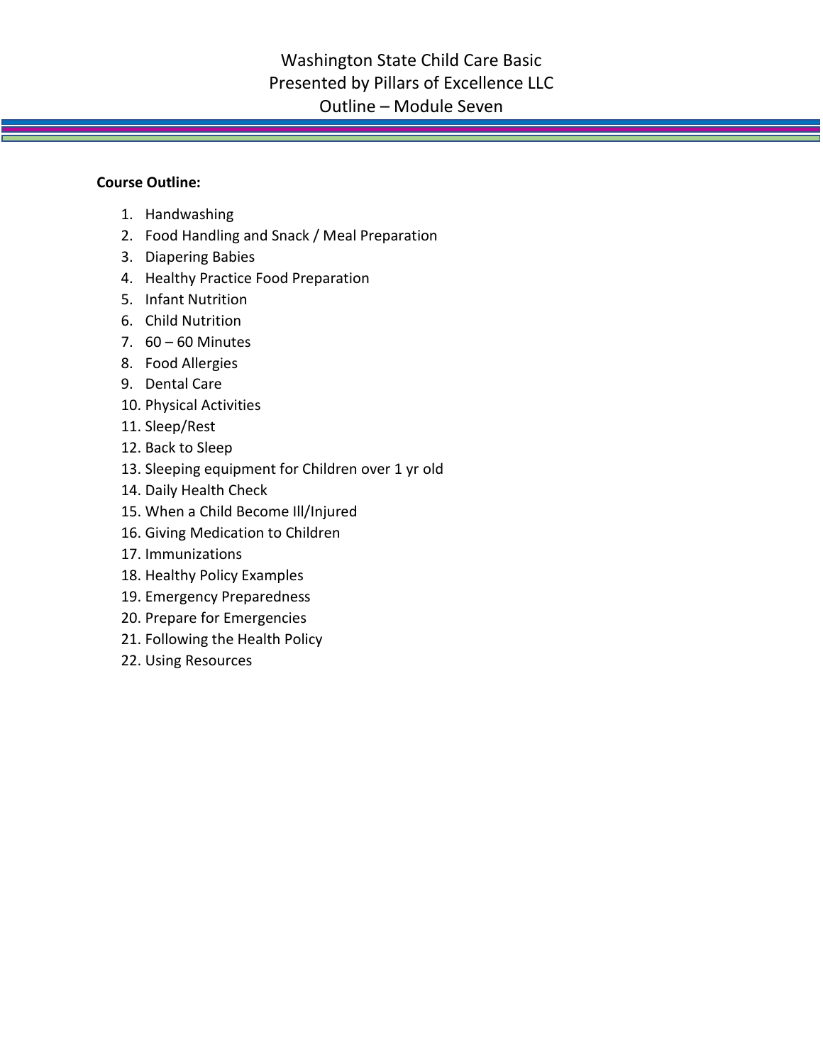# Washington State Child Care Basic
# Presented by Pillars of Excellence LLC
# Outline – Module Seven

**Course Outline:**

1. Handwashing
2. Food Handling and Snack / Meal Preparation
3. Diapering Babies
4. Healthy Practice Food Preparation
5. Infant Nutrition
6. Child Nutrition
7. 60 – 60 Minutes
8. Food Allergies
9. Dental Care
10. Physical Activities
11. Sleep/Rest
12. Back to Sleep
13. Sleeping equipment for Children over 1 yr old
14. Daily Health Check
15. When a Child Become Ill/Injured
16. Giving Medication to Children
17. Immunizations
18. Healthy Policy Examples
19. Emergency Preparedness
20. Prepare for Emergencies
21. Following the Health Policy
22. Using Resources